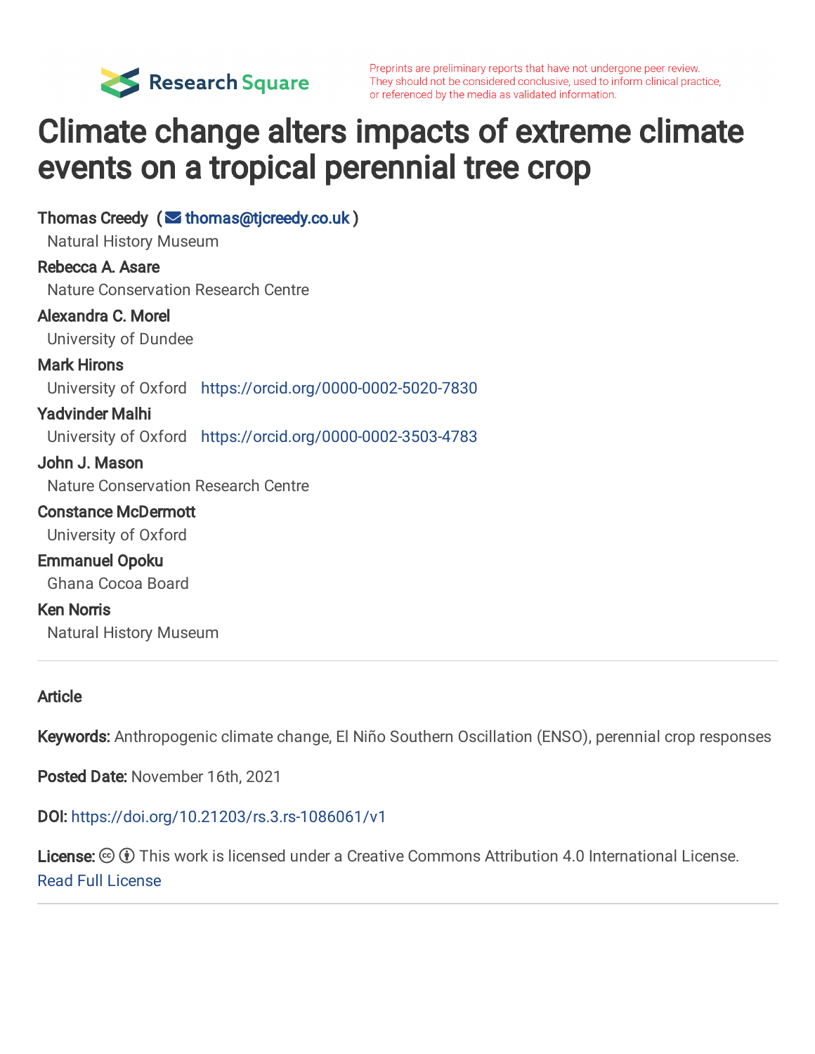Preprints are preliminary reports that have not undergone peer review. They should not be considered conclusive, used to inform clinical practice, or referenced by the media as validated information.

# Climate change alters impacts of extreme climate events on a tropical perennial tree crop

**Thomas Creedy** (thomas@tjcreedy.co.uk)
Natural History Museum

**Rebecca A. Asare**
Nature Conservation Research Centre

**Alexandra C. Morel**
University of Dundee

**Mark Hirons**
University of Oxford https://orcid.org/0000-0002-5020-7830

**Yadvinder Malhi**
University of Oxford https://orcid.org/0000-0002-3503-4783

**John J. Mason**
Nature Conservation Research Centre

**Constance McDermott**
University of Oxford

**Emmanuel Opoku**
Ghana Cocoa Board

**Ken Norris**
Natural History Museum

---

**Article**

**Keywords:** Anthropogenic climate change, El Niño Southern Oscillation (ENSO), perennial crop responses

**Posted Date:** November 16th, 2021

**DOI:** https://doi.org/10.21203/rs.3.rs-1086061/v1

**License:** This work is licensed under a Creative Commons Attribution 4.0 International License.
Read Full License

---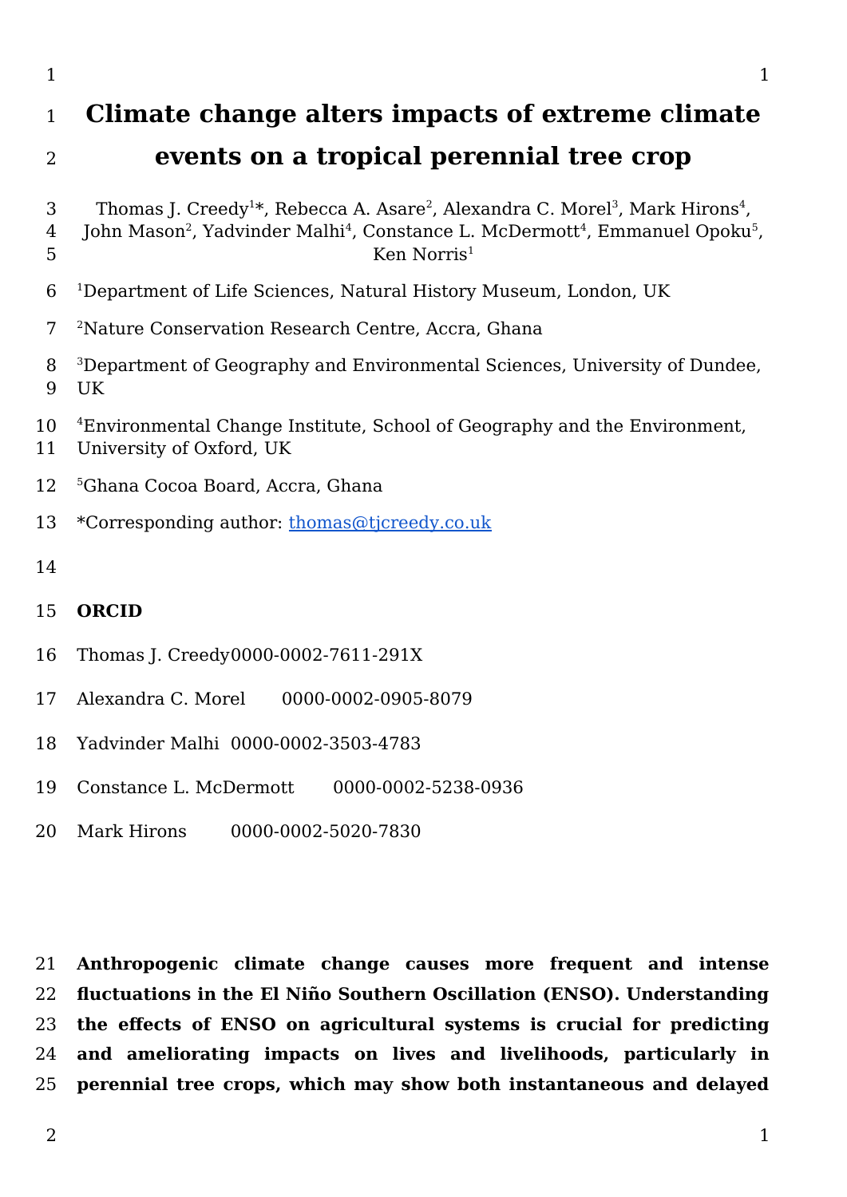# Climate change alters impacts of extreme climate events on a tropical perennial tree crop

Thomas J. Creedy[1]*, Rebecca A. Asare[2], Alexandra C. Morel[3], Mark Hirons[4], John Mason[2], Yadvinder Malhi[4], Constance L. McDermott[4], Emmanuel Opoku[5], Ken Norris[1]

[1]Department of Life Sciences, Natural History Museum, London, UK

[2]Nature Conservation Research Centre, Accra, Ghana

[3]Department of Geography and Environmental Sciences, University of Dundee, UK

[4]Environmental Change Institute, School of Geography and the Environment, University of Oxford, UK

[5]Ghana Cocoa Board, Accra, Ghana

*Corresponding author: thomas@tjcreedy.co.uk

**ORCID**

Thomas J. Creedy 0000-0002-7611-291X

Alexandra C. Morel 0000-0002-0905-8079

Yadvinder Malhi 0000-0002-3503-4783

Constance L. McDermott 0000-0002-5238-0936

Mark Hirons 0000-0002-5020-7830

**Anthropogenic climate change causes more frequent and intense fluctuations in the El Niño Southern Oscillation (ENSO). Understanding the effects of ENSO on agricultural systems is crucial for predicting and ameliorating impacts on lives and livelihoods, particularly in perennial tree crops, which may show both instantaneous and delayed**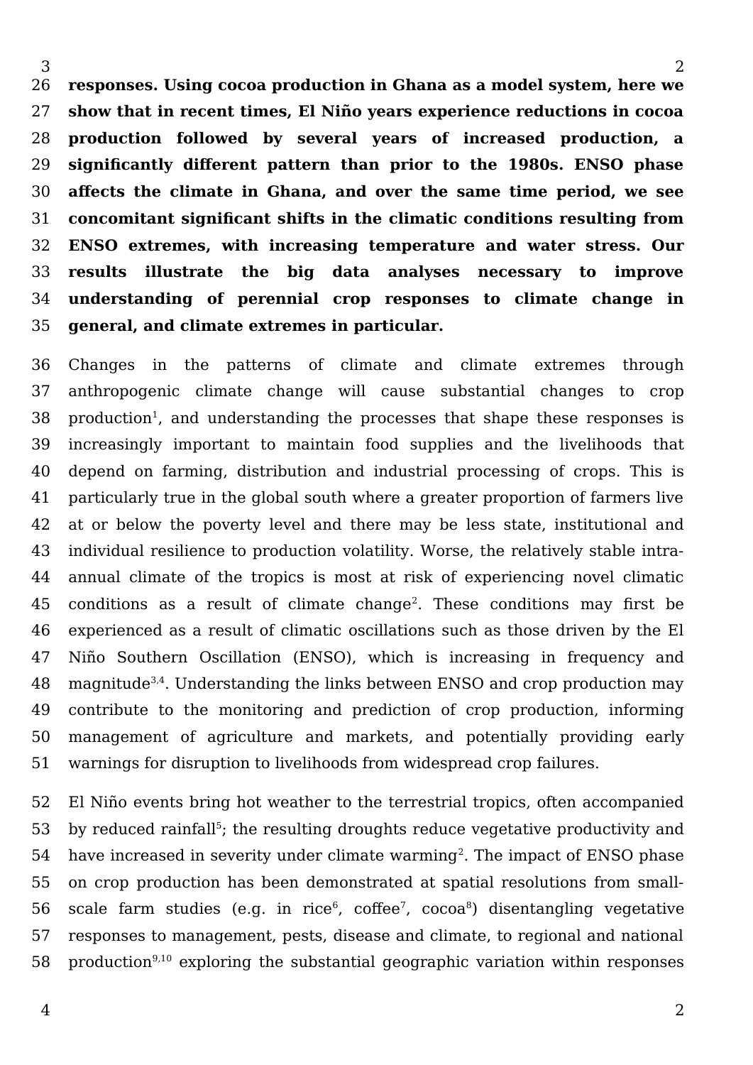**responses. Using cocoa production in Ghana as a model system, here we show that in recent times, El Niño years experience reductions in cocoa production followed by several years of increased production, a significantly different pattern than prior to the 1980s. ENSO phase affects the climate in Ghana, and over the same time period, we see concomitant significant shifts in the climatic conditions resulting from ENSO extremes, with increasing temperature and water stress. Our results illustrate the big data analyses necessary to improve understanding of perennial crop responses to climate change in general, and climate extremes in particular.**

Changes in the patterns of climate and climate extremes through anthropogenic climate change will cause substantial changes to crop production[1], and understanding the processes that shape these responses is increasingly important to maintain food supplies and the livelihoods that depend on farming, distribution and industrial processing of crops. This is particularly true in the global south where a greater proportion of farmers live at or below the poverty level and there may be less state, institutional and individual resilience to production volatility. Worse, the relatively stable intra-annual climate of the tropics is most at risk of experiencing novel climatic conditions as a result of climate change[2]. These conditions may first be experienced as a result of climatic oscillations such as those driven by the El Niño Southern Oscillation (ENSO), which is increasing in frequency and magnitude[3,4]. Understanding the links between ENSO and crop production may contribute to the monitoring and prediction of crop production, informing management of agriculture and markets, and potentially providing early warnings for disruption to livelihoods from widespread crop failures.

El Niño events bring hot weather to the terrestrial tropics, often accompanied by reduced rainfall[5]; the resulting droughts reduce vegetative productivity and have increased in severity under climate warming[2]. The impact of ENSO phase on crop production has been demonstrated at spatial resolutions from small-scale farm studies (e.g. in rice[6], coffee[7], cocoa[8]) disentangling vegetative responses to management, pests, disease and climate, to regional and national production[9,10] exploring the substantial geographic variation within responses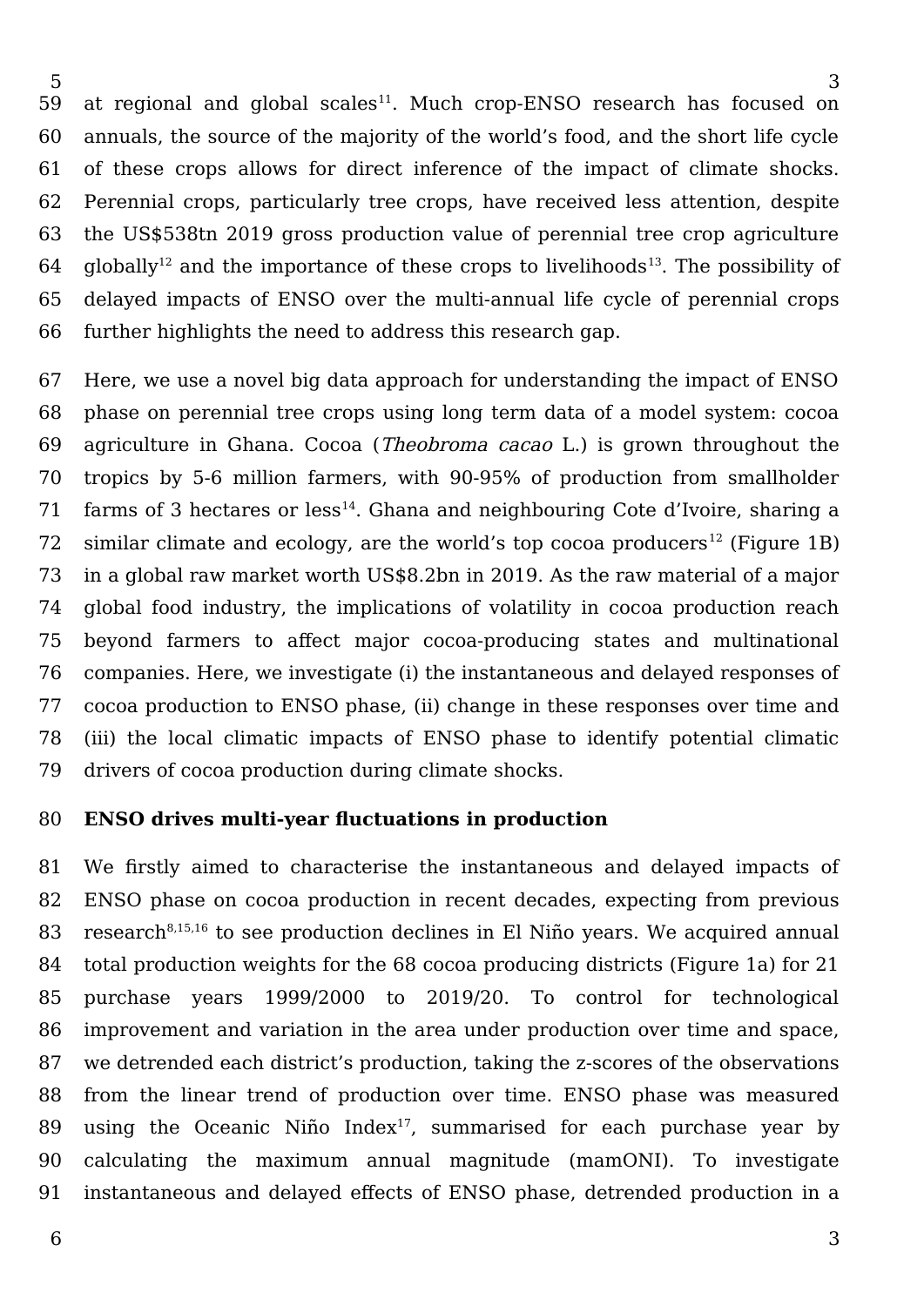at regional and global scales[11]. Much crop-ENSO research has focused on annuals, the source of the majority of the world's food, and the short life cycle of these crops allows for direct inference of the impact of climate shocks. Perennial crops, particularly tree crops, have received less attention, despite the US$538tn 2019 gross production value of perennial tree crop agriculture globally[12] and the importance of these crops to livelihoods[13]. The possibility of delayed impacts of ENSO over the multi-annual life cycle of perennial crops further highlights the need to address this research gap.

Here, we use a novel big data approach for understanding the impact of ENSO phase on perennial tree crops using long term data of a model system: cocoa agriculture in Ghana. Cocoa (*Theobroma cacao* L.) is grown throughout the tropics by 5-6 million farmers, with 90-95% of production from smallholder farms of 3 hectares or less[14]. Ghana and neighbouring Cote d'Ivoire, sharing a similar climate and ecology, are the world's top cocoa producers[12] (Figure 1B) in a global raw market worth US$8.2bn in 2019. As the raw material of a major global food industry, the implications of volatility in cocoa production reach beyond farmers to affect major cocoa-producing states and multinational companies. Here, we investigate (i) the instantaneous and delayed responses of cocoa production to ENSO phase, (ii) change in these responses over time and (iii) the local climatic impacts of ENSO phase to identify potential climatic drivers of cocoa production during climate shocks.

## ENSO drives multi-year fluctuations in production

We firstly aimed to characterise the instantaneous and delayed impacts of ENSO phase on cocoa production in recent decades, expecting from previous research[8,15,16] to see production declines in El Niño years. We acquired annual total production weights for the 68 cocoa producing districts (Figure 1a) for 21 purchase years 1999/2000 to 2019/20. To control for technological improvement and variation in the area under production over time and space, we detrended each district's production, taking the z-scores of the observations from the linear trend of production over time. ENSO phase was measured using the Oceanic Niño Index[17], summarised for each purchase year by calculating the maximum annual magnitude (mamONI). To investigate instantaneous and delayed effects of ENSO phase, detrended production in a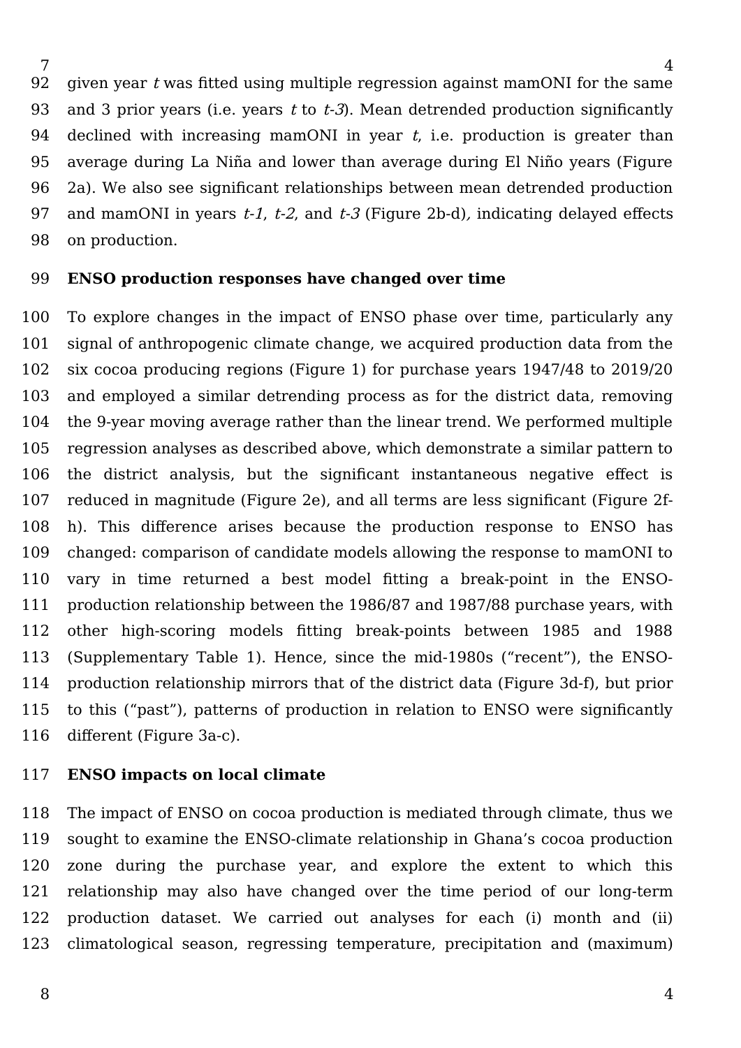given year *t* was fitted using multiple regression against mamONI for the same and 3 prior years (i.e. years *t* to *t-3*). Mean detrended production significantly declined with increasing mamONI in year *t*, i.e. production is greater than average during La Niña and lower than average during El Niño years (Figure 2a). We also see significant relationships between mean detrended production and mamONI in years *t-1*, *t-2*, and *t-3* (Figure 2b-d), indicating delayed effects on production.

**ENSO production responses have changed over time**

To explore changes in the impact of ENSO phase over time, particularly any signal of anthropogenic climate change, we acquired production data from the six cocoa producing regions (Figure 1) for purchase years 1947/48 to 2019/20 and employed a similar detrending process as for the district data, removing the 9-year moving average rather than the linear trend. We performed multiple regression analyses as described above, which demonstrate a similar pattern to the district analysis, but the significant instantaneous negative effect is reduced in magnitude (Figure 2e), and all terms are less significant (Figure 2f-h). This difference arises because the production response to ENSO has changed: comparison of candidate models allowing the response to mamONI to vary in time returned a best model fitting a break-point in the ENSO-production relationship between the 1986/87 and 1987/88 purchase years, with other high-scoring models fitting break-points between 1985 and 1988 (Supplementary Table 1). Hence, since the mid-1980s ("recent"), the ENSO-production relationship mirrors that of the district data (Figure 3d-f), but prior to this ("past"), patterns of production in relation to ENSO were significantly different (Figure 3a-c).

**ENSO impacts on local climate**

The impact of ENSO on cocoa production is mediated through climate, thus we sought to examine the ENSO-climate relationship in Ghana's cocoa production zone during the purchase year, and explore the extent to which this relationship may also have changed over the time period of our long-term production dataset. We carried out analyses for each (i) month and (ii) climatological season, regressing temperature, precipitation and (maximum)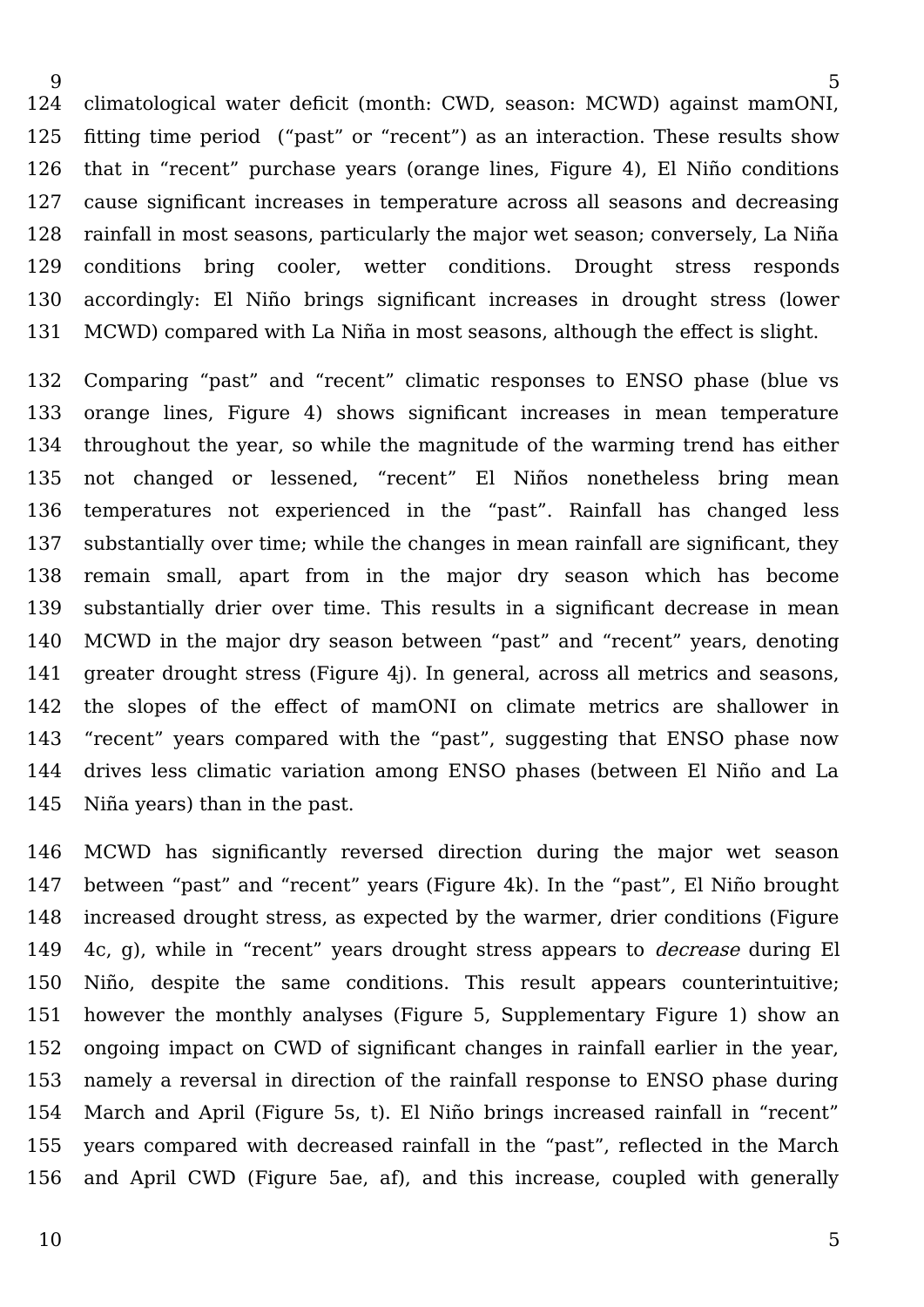climatological water deficit (month: CWD, season: MCWD) against mamONI, fitting time period ("past" or "recent") as an interaction. These results show that in "recent" purchase years (orange lines, Figure 4), El Niño conditions cause significant increases in temperature across all seasons and decreasing rainfall in most seasons, particularly the major wet season; conversely, La Niña conditions bring cooler, wetter conditions. Drought stress responds accordingly: El Niño brings significant increases in drought stress (lower MCWD) compared with La Niña in most seasons, although the effect is slight.

Comparing "past" and "recent" climatic responses to ENSO phase (blue vs orange lines, Figure 4) shows significant increases in mean temperature throughout the year, so while the magnitude of the warming trend has either not changed or lessened, "recent" El Niños nonetheless bring mean temperatures not experienced in the "past". Rainfall has changed less substantially over time; while the changes in mean rainfall are significant, they remain small, apart from in the major dry season which has become substantially drier over time. This results in a significant decrease in mean MCWD in the major dry season between "past" and "recent" years, denoting greater drought stress (Figure 4j). In general, across all metrics and seasons, the slopes of the effect of mamONI on climate metrics are shallower in "recent" years compared with the "past", suggesting that ENSO phase now drives less climatic variation among ENSO phases (between El Niño and La Niña years) than in the past.

MCWD has significantly reversed direction during the major wet season between "past" and "recent" years (Figure 4k). In the "past", El Niño brought increased drought stress, as expected by the warmer, drier conditions (Figure 4c, g), while in "recent" years drought stress appears to *decrease* during El Niño, despite the same conditions. This result appears counterintuitive; however the monthly analyses (Figure 5, Supplementary Figure 1) show an ongoing impact on CWD of significant changes in rainfall earlier in the year, namely a reversal in direction of the rainfall response to ENSO phase during March and April (Figure 5s, t). El Niño brings increased rainfall in "recent" years compared with decreased rainfall in the "past", reflected in the March and April CWD (Figure 5ae, af), and this increase, coupled with generally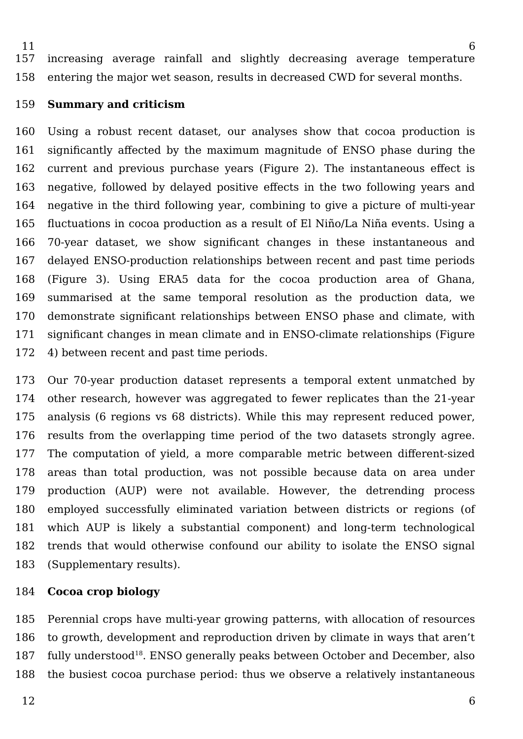increasing average rainfall and slightly decreasing average temperature entering the major wet season, results in decreased CWD for several months.

**Summary and criticism**

Using a robust recent dataset, our analyses show that cocoa production is significantly affected by the maximum magnitude of ENSO phase during the current and previous purchase years (Figure 2). The instantaneous effect is negative, followed by delayed positive effects in the two following years and negative in the third following year, combining to give a picture of multi-year fluctuations in cocoa production as a result of El Niño/La Niña events. Using a 70-year dataset, we show significant changes in these instantaneous and delayed ENSO-production relationships between recent and past time periods (Figure 3). Using ERA5 data for the cocoa production area of Ghana, summarised at the same temporal resolution as the production data, we demonstrate significant relationships between ENSO phase and climate, with significant changes in mean climate and in ENSO-climate relationships (Figure 4) between recent and past time periods.

Our 70-year production dataset represents a temporal extent unmatched by other research, however was aggregated to fewer replicates than the 21-year analysis (6 regions vs 68 districts). While this may represent reduced power, results from the overlapping time period of the two datasets strongly agree. The computation of yield, a more comparable metric between different-sized areas than total production, was not possible because data on area under production (AUP) were not available. However, the detrending process employed successfully eliminated variation between districts or regions (of which AUP is likely a substantial component) and long-term technological trends that would otherwise confound our ability to isolate the ENSO signal (Supplementary results).

**Cocoa crop biology**

Perennial crops have multi-year growing patterns, with allocation of resources to growth, development and reproduction driven by climate in ways that aren't fully understood[18]. ENSO generally peaks between October and December, also the busiest cocoa purchase period: thus we observe a relatively instantaneous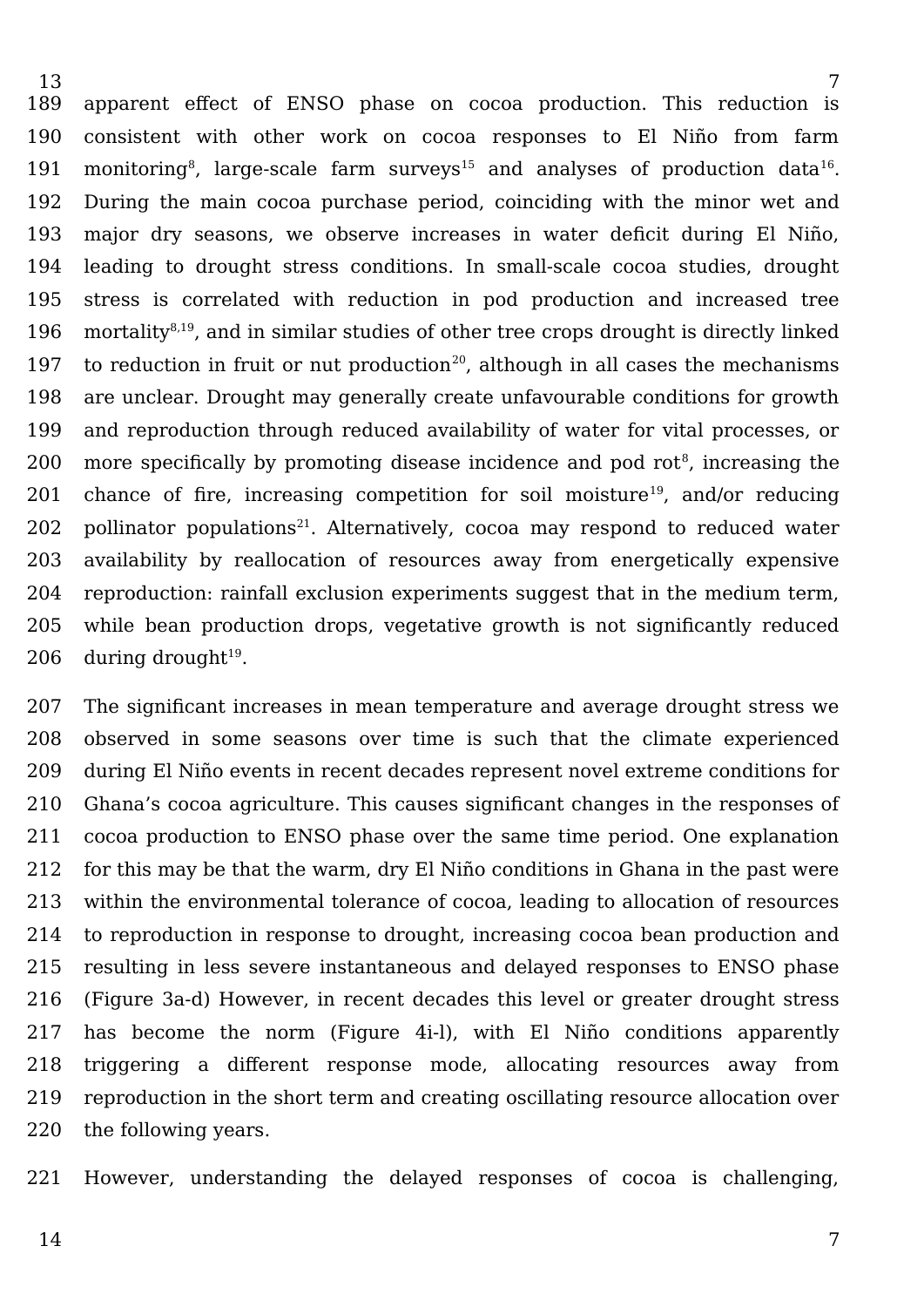apparent effect of ENSO phase on cocoa production. This reduction is consistent with other work on cocoa responses to El Niño from farm monitoring[8], large-scale farm surveys[15] and analyses of production data[16]. During the main cocoa purchase period, coinciding with the minor wet and major dry seasons, we observe increases in water deficit during El Niño, leading to drought stress conditions. In small-scale cocoa studies, drought stress is correlated with reduction in pod production and increased tree mortality[8,19], and in similar studies of other tree crops drought is directly linked to reduction in fruit or nut production[20], although in all cases the mechanisms are unclear. Drought may generally create unfavourable conditions for growth and reproduction through reduced availability of water for vital processes, or more specifically by promoting disease incidence and pod rot[8], increasing the chance of fire, increasing competition for soil moisture[19], and/or reducing pollinator populations[21]. Alternatively, cocoa may respond to reduced water availability by reallocation of resources away from energetically expensive reproduction: rainfall exclusion experiments suggest that in the medium term, while bean production drops, vegetative growth is not significantly reduced during drought[19].

The significant increases in mean temperature and average drought stress we observed in some seasons over time is such that the climate experienced during El Niño events in recent decades represent novel extreme conditions for Ghana's cocoa agriculture. This causes significant changes in the responses of cocoa production to ENSO phase over the same time period. One explanation for this may be that the warm, dry El Niño conditions in Ghana in the past were within the environmental tolerance of cocoa, leading to allocation of resources to reproduction in response to drought, increasing cocoa bean production and resulting in less severe instantaneous and delayed responses to ENSO phase (Figure 3a-d) However, in recent decades this level or greater drought stress has become the norm (Figure 4i-l), with El Niño conditions apparently triggering a different response mode, allocating resources away from reproduction in the short term and creating oscillating resource allocation over the following years.

However, understanding the delayed responses of cocoa is challenging,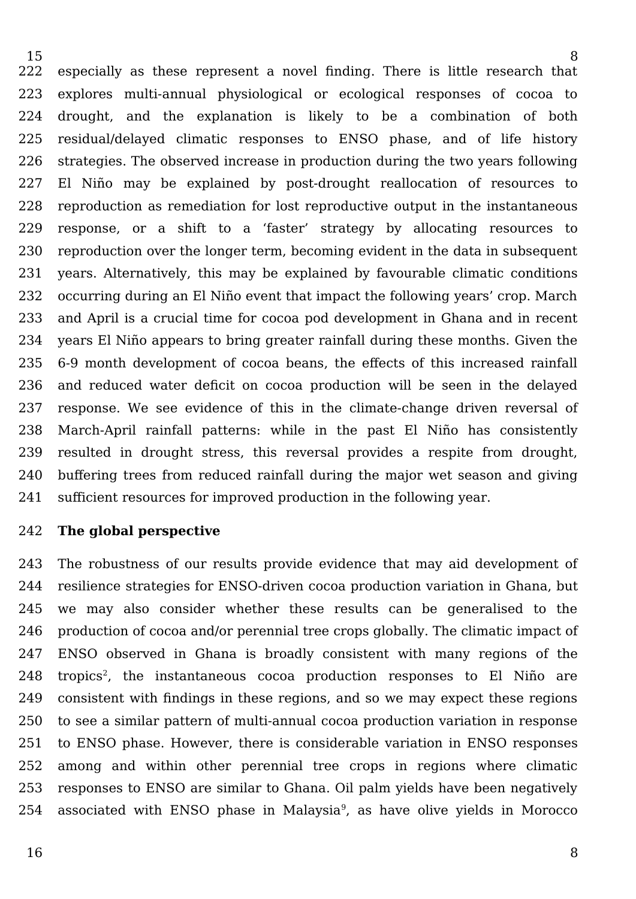especially as these represent a novel finding. There is little research that explores multi-annual physiological or ecological responses of cocoa to drought, and the explanation is likely to be a combination of both residual/delayed climatic responses to ENSO phase, and of life history strategies. The observed increase in production during the two years following El Niño may be explained by post-drought reallocation of resources to reproduction as remediation for lost reproductive output in the instantaneous response, or a shift to a 'faster' strategy by allocating resources to reproduction over the longer term, becoming evident in the data in subsequent years. Alternatively, this may be explained by favourable climatic conditions occurring during an El Niño event that impact the following years' crop. March and April is a crucial time for cocoa pod development in Ghana and in recent years El Niño appears to bring greater rainfall during these months. Given the 6-9 month development of cocoa beans, the effects of this increased rainfall and reduced water deficit on cocoa production will be seen in the delayed response. We see evidence of this in the climate-change driven reversal of March-April rainfall patterns: while in the past El Niño has consistently resulted in drought stress, this reversal provides a respite from drought, buffering trees from reduced rainfall during the major wet season and giving sufficient resources for improved production in the following year.

**The global perspective**

The robustness of our results provide evidence that may aid development of resilience strategies for ENSO-driven cocoa production variation in Ghana, but we may also consider whether these results can be generalised to the production of cocoa and/or perennial tree crops globally. The climatic impact of ENSO observed in Ghana is broadly consistent with many regions of the tropics[2], the instantaneous cocoa production responses to El Niño are consistent with findings in these regions, and so we may expect these regions to see a similar pattern of multi-annual cocoa production variation in response to ENSO phase. However, there is considerable variation in ENSO responses among and within other perennial tree crops in regions where climatic responses to ENSO are similar to Ghana. Oil palm yields have been negatively associated with ENSO phase in Malaysia[9], as have olive yields in Morocco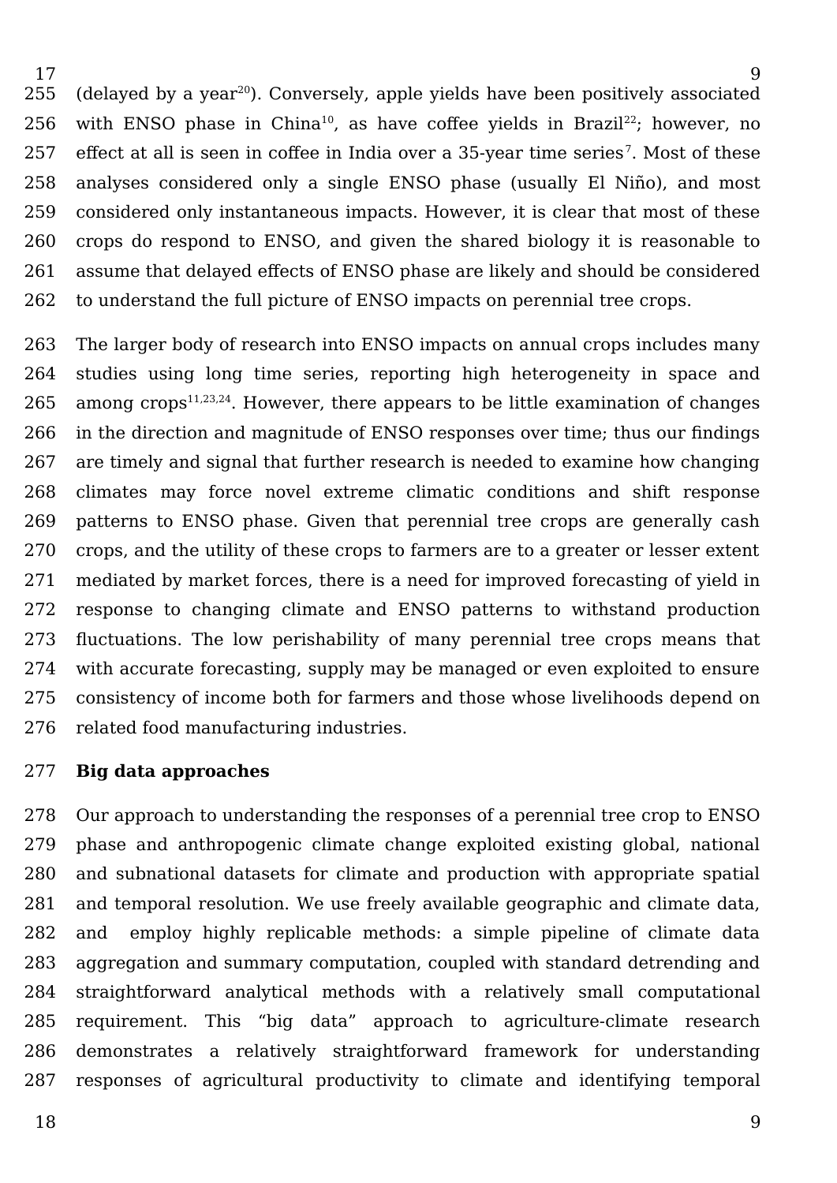(delayed by a year[20]). Conversely, apple yields have been positively associated with ENSO phase in China[10], as have coffee yields in Brazil[22]; however, no effect at all is seen in coffee in India over a 35-year time series[7]. Most of these analyses considered only a single ENSO phase (usually El Niño), and most considered only instantaneous impacts. However, it is clear that most of these crops do respond to ENSO, and given the shared biology it is reasonable to assume that delayed effects of ENSO phase are likely and should be considered to understand the full picture of ENSO impacts on perennial tree crops.

The larger body of research into ENSO impacts on annual crops includes many studies using long time series, reporting high heterogeneity in space and among crops[11,23,24]. However, there appears to be little examination of changes in the direction and magnitude of ENSO responses over time; thus our findings are timely and signal that further research is needed to examine how changing climates may force novel extreme climatic conditions and shift response patterns to ENSO phase. Given that perennial tree crops are generally cash crops, and the utility of these crops to farmers are to a greater or lesser extent mediated by market forces, there is a need for improved forecasting of yield in response to changing climate and ENSO patterns to withstand production fluctuations. The low perishability of many perennial tree crops means that with accurate forecasting, supply may be managed or even exploited to ensure consistency of income both for farmers and those whose livelihoods depend on related food manufacturing industries.

**Big data approaches**

Our approach to understanding the responses of a perennial tree crop to ENSO phase and anthropogenic climate change exploited existing global, national and subnational datasets for climate and production with appropriate spatial and temporal resolution. We use freely available geographic and climate data, and employ highly replicable methods: a simple pipeline of climate data aggregation and summary computation, coupled with standard detrending and straightforward analytical methods with a relatively small computational requirement. This "big data" approach to agriculture-climate research demonstrates a relatively straightforward framework for understanding responses of agricultural productivity to climate and identifying temporal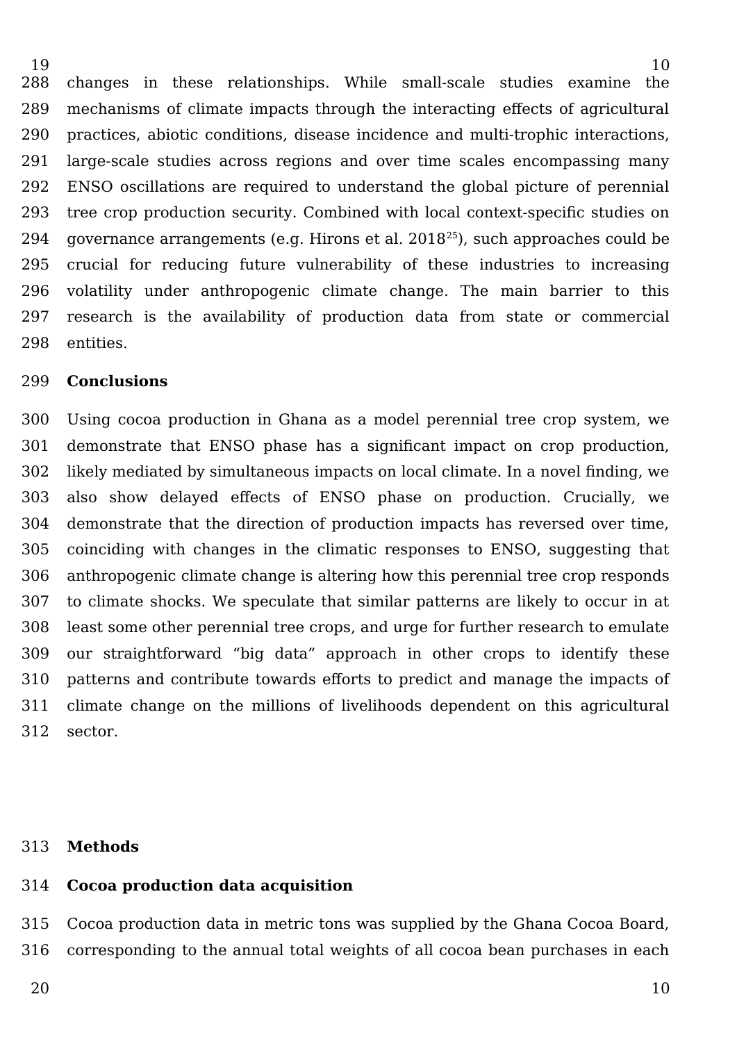changes in these relationships. While small-scale studies examine the mechanisms of climate impacts through the interacting effects of agricultural practices, abiotic conditions, disease incidence and multi-trophic interactions, large-scale studies across regions and over time scales encompassing many ENSO oscillations are required to understand the global picture of perennial tree crop production security. Combined with local context-specific studies on governance arrangements (e.g. Hirons et al. 2018[25]), such approaches could be crucial for reducing future vulnerability of these industries to increasing volatility under anthropogenic climate change. The main barrier to this research is the availability of production data from state or commercial entities.

## Conclusions

Using cocoa production in Ghana as a model perennial tree crop system, we demonstrate that ENSO phase has a significant impact on crop production, likely mediated by simultaneous impacts on local climate. In a novel finding, we also show delayed effects of ENSO phase on production. Crucially, we demonstrate that the direction of production impacts has reversed over time, coinciding with changes in the climatic responses to ENSO, suggesting that anthropogenic climate change is altering how this perennial tree crop responds to climate shocks. We speculate that similar patterns are likely to occur in at least some other perennial tree crops, and urge for further research to emulate our straightforward "big data" approach in other crops to identify these patterns and contribute towards efforts to predict and manage the impacts of climate change on the millions of livelihoods dependent on this agricultural sector.

## Methods

### Cocoa production data acquisition

Cocoa production data in metric tons was supplied by the Ghana Cocoa Board, corresponding to the annual total weights of all cocoa bean purchases in each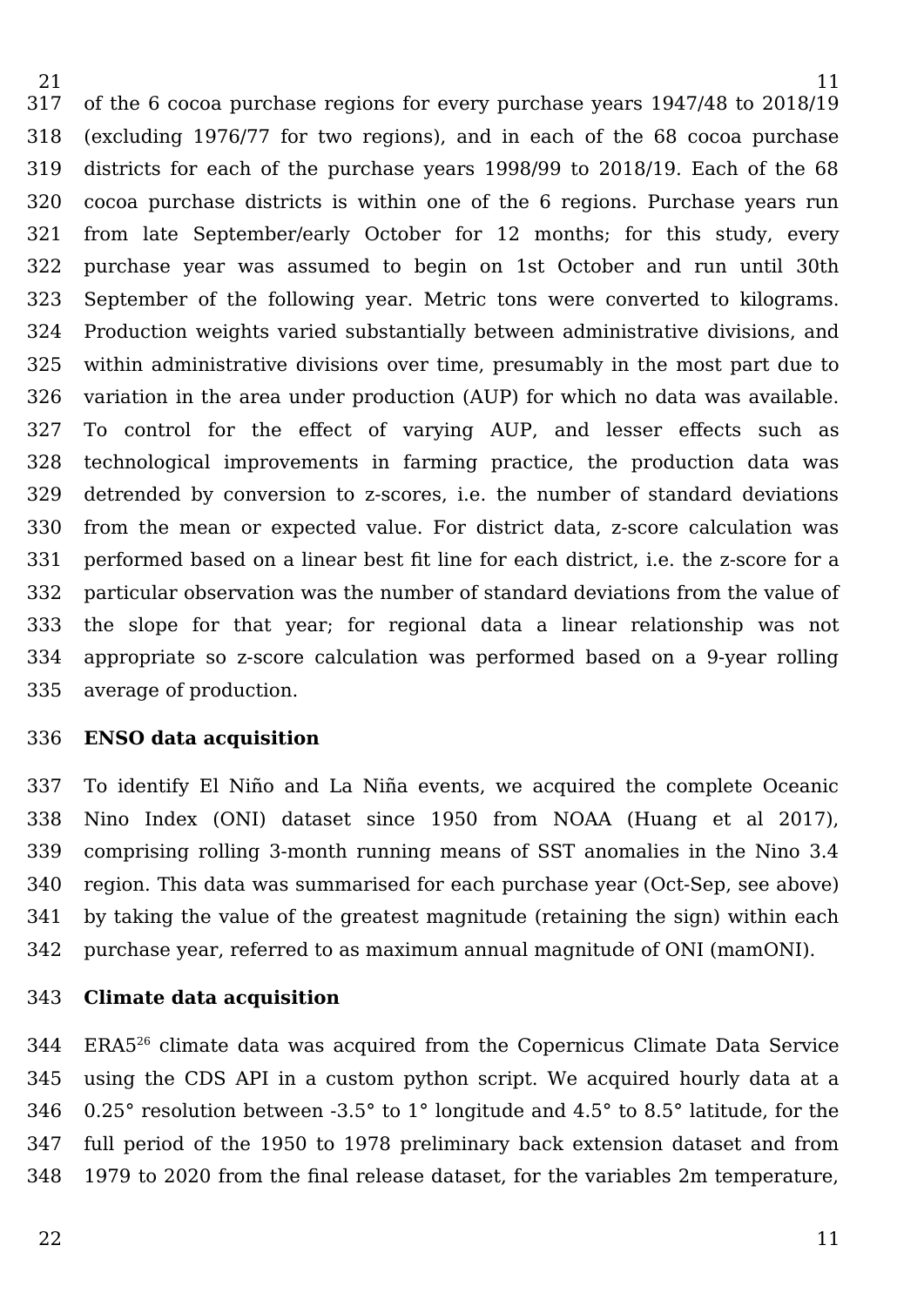of the 6 cocoa purchase regions for every purchase years 1947/48 to 2018/19 (excluding 1976/77 for two regions), and in each of the 68 cocoa purchase districts for each of the purchase years 1998/99 to 2018/19. Each of the 68 cocoa purchase districts is within one of the 6 regions. Purchase years run from late September/early October for 12 months; for this study, every purchase year was assumed to begin on 1st October and run until 30th September of the following year. Metric tons were converted to kilograms. Production weights varied substantially between administrative divisions, and within administrative divisions over time, presumably in the most part due to variation in the area under production (AUP) for which no data was available. To control for the effect of varying AUP, and lesser effects such as technological improvements in farming practice, the production data was detrended by conversion to z-scores, i.e. the number of standard deviations from the mean or expected value. For district data, z-score calculation was performed based on a linear best fit line for each district, i.e. the z-score for a particular observation was the number of standard deviations from the value of the slope for that year; for regional data a linear relationship was not appropriate so z-score calculation was performed based on a 9-year rolling average of production.

**ENSO data acquisition**

To identify El Niño and La Niña events, we acquired the complete Oceanic Nino Index (ONI) dataset since 1950 from NOAA (Huang et al 2017), comprising rolling 3-month running means of SST anomalies in the Nino 3.4 region. This data was summarised for each purchase year (Oct-Sep, see above) by taking the value of the greatest magnitude (retaining the sign) within each purchase year, referred to as maximum annual magnitude of ONI (mamONI).

**Climate data acquisition**

ERA5[26] climate data was acquired from the Copernicus Climate Data Service using the CDS API in a custom python script. We acquired hourly data at a 0.25° resolution between -3.5° to 1° longitude and 4.5° to 8.5° latitude, for the full period of the 1950 to 1978 preliminary back extension dataset and from 1979 to 2020 from the final release dataset, for the variables 2m temperature,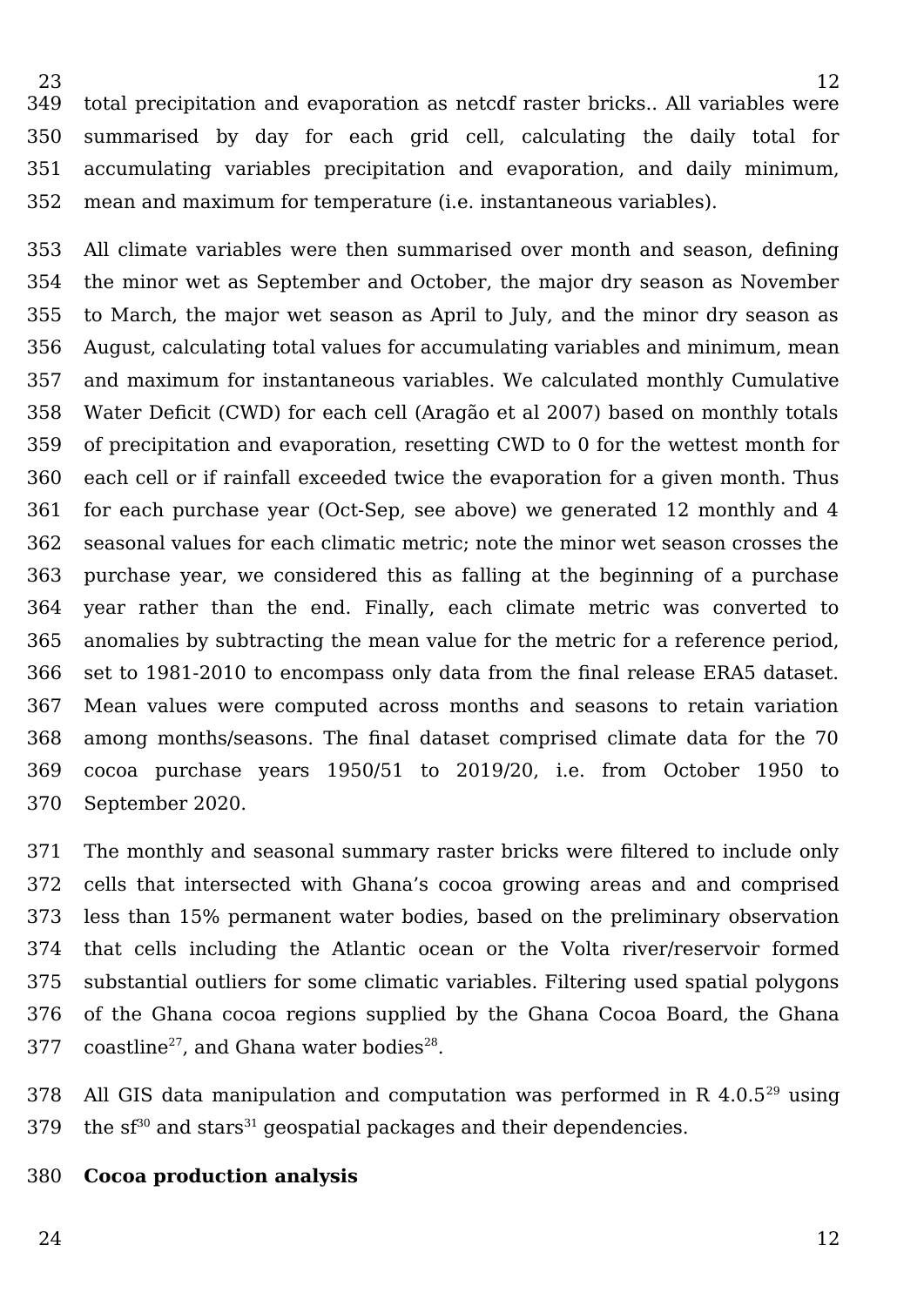total precipitation and evaporation as netcdf raster bricks.. All variables were summarised by day for each grid cell, calculating the daily total for accumulating variables precipitation and evaporation, and daily minimum, mean and maximum for temperature (i.e. instantaneous variables).

All climate variables were then summarised over month and season, defining the minor wet as September and October, the major dry season as November to March, the major wet season as April to July, and the minor dry season as August, calculating total values for accumulating variables and minimum, mean and maximum for instantaneous variables. We calculated monthly Cumulative Water Deficit (CWD) for each cell (Aragão et al 2007) based on monthly totals of precipitation and evaporation, resetting CWD to 0 for the wettest month for each cell or if rainfall exceeded twice the evaporation for a given month. Thus for each purchase year (Oct-Sep, see above) we generated 12 monthly and 4 seasonal values for each climatic metric; note the minor wet season crosses the purchase year, we considered this as falling at the beginning of a purchase year rather than the end. Finally, each climate metric was converted to anomalies by subtracting the mean value for the metric for a reference period, set to 1981-2010 to encompass only data from the final release ERA5 dataset. Mean values were computed across months and seasons to retain variation among months/seasons. The final dataset comprised climate data for the 70 cocoa purchase years 1950/51 to 2019/20, i.e. from October 1950 to September 2020.

The monthly and seasonal summary raster bricks were filtered to include only cells that intersected with Ghana's cocoa growing areas and and comprised less than 15% permanent water bodies, based on the preliminary observation that cells including the Atlantic ocean or the Volta river/reservoir formed substantial outliers for some climatic variables. Filtering used spatial polygons of the Ghana cocoa regions supplied by the Ghana Cocoa Board, the Ghana coastline[27], and Ghana water bodies[28].

All GIS data manipulation and computation was performed in R 4.0.5[29] using the sf[30] and stars[31] geospatial packages and their dependencies.

**Cocoa production analysis**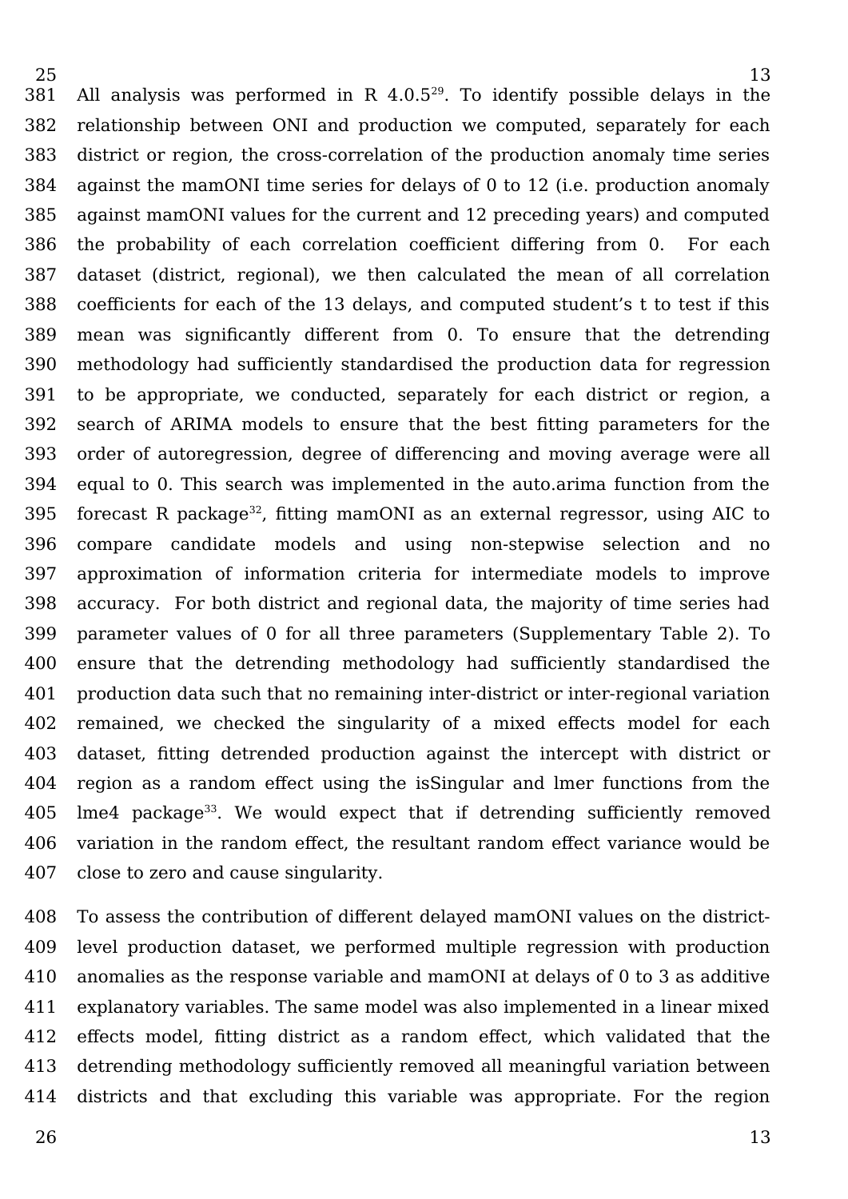All analysis was performed in R 4.0.5[29]. To identify possible delays in the relationship between ONI and production we computed, separately for each district or region, the cross-correlation of the production anomaly time series against the mamONI time series for delays of 0 to 12 (i.e. production anomaly against mamONI values for the current and 12 preceding years) and computed the probability of each correlation coefficient differing from 0. For each dataset (district, regional), we then calculated the mean of all correlation coefficients for each of the 13 delays, and computed student's t to test if this mean was significantly different from 0. To ensure that the detrending methodology had sufficiently standardised the production data for regression to be appropriate, we conducted, separately for each district or region, a search of ARIMA models to ensure that the best fitting parameters for the order of autoregression, degree of differencing and moving average were all equal to 0. This search was implemented in the auto.arima function from the forecast R package[32], fitting mamONI as an external regressor, using AIC to compare candidate models and using non-stepwise selection and no approximation of information criteria for intermediate models to improve accuracy. For both district and regional data, the majority of time series had parameter values of 0 for all three parameters (Supplementary Table 2). To ensure that the detrending methodology had sufficiently standardised the production data such that no remaining inter-district or inter-regional variation remained, we checked the singularity of a mixed effects model for each dataset, fitting detrended production against the intercept with district or region as a random effect using the isSingular and lmer functions from the lme4 package[33]. We would expect that if detrending sufficiently removed variation in the random effect, the resultant random effect variance would be close to zero and cause singularity.

To assess the contribution of different delayed mamONI values on the district-level production dataset, we performed multiple regression with production anomalies as the response variable and mamONI at delays of 0 to 3 as additive explanatory variables. The same model was also implemented in a linear mixed effects model, fitting district as a random effect, which validated that the detrending methodology sufficiently removed all meaningful variation between districts and that excluding this variable was appropriate. For the region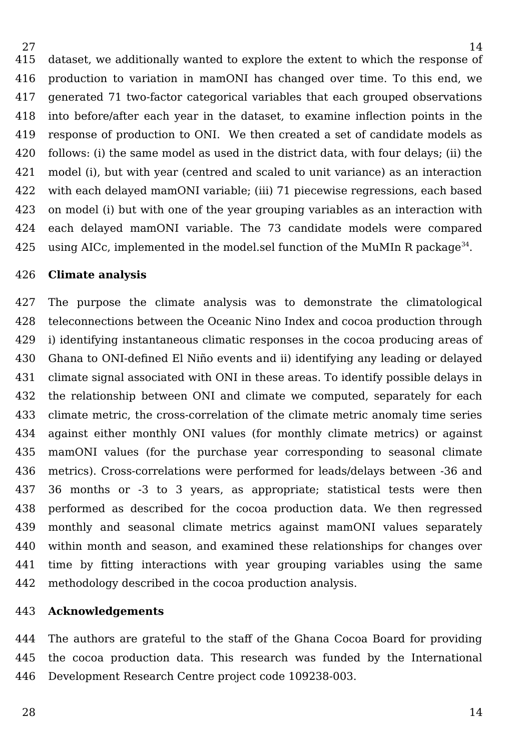dataset, we additionally wanted to explore the extent to which the response of production to variation in mamONI has changed over time. To this end, we generated 71 two-factor categorical variables that each grouped observations into before/after each year in the dataset, to examine inflection points in the response of production to ONI. We then created a set of candidate models as follows: (i) the same model as used in the district data, with four delays; (ii) the model (i), but with year (centred and scaled to unit variance) as an interaction with each delayed mamONI variable; (iii) 71 piecewise regressions, each based on model (i) but with one of the year grouping variables as an interaction with each delayed mamONI variable. The 73 candidate models were compared using AICc, implemented in the model.sel function of the MuMIn R package[34].

**Climate analysis**

The purpose the climate analysis was to demonstrate the climatological teleconnections between the Oceanic Nino Index and cocoa production through i) identifying instantaneous climatic responses in the cocoa producing areas of Ghana to ONI-defined El Niño events and ii) identifying any leading or delayed climate signal associated with ONI in these areas. To identify possible delays in the relationship between ONI and climate we computed, separately for each climate metric, the cross-correlation of the climate metric anomaly time series against either monthly ONI values (for monthly climate metrics) or against mamONI values (for the purchase year corresponding to seasonal climate metrics). Cross-correlations were performed for leads/delays between -36 and 36 months or -3 to 3 years, as appropriate; statistical tests were then performed as described for the cocoa production data. We then regressed monthly and seasonal climate metrics against mamONI values separately within month and season, and examined these relationships for changes over time by fitting interactions with year grouping variables using the same methodology described in the cocoa production analysis.

**Acknowledgements**

The authors are grateful to the staff of the Ghana Cocoa Board for providing the cocoa production data. This research was funded by the International Development Research Centre project code 109238-003.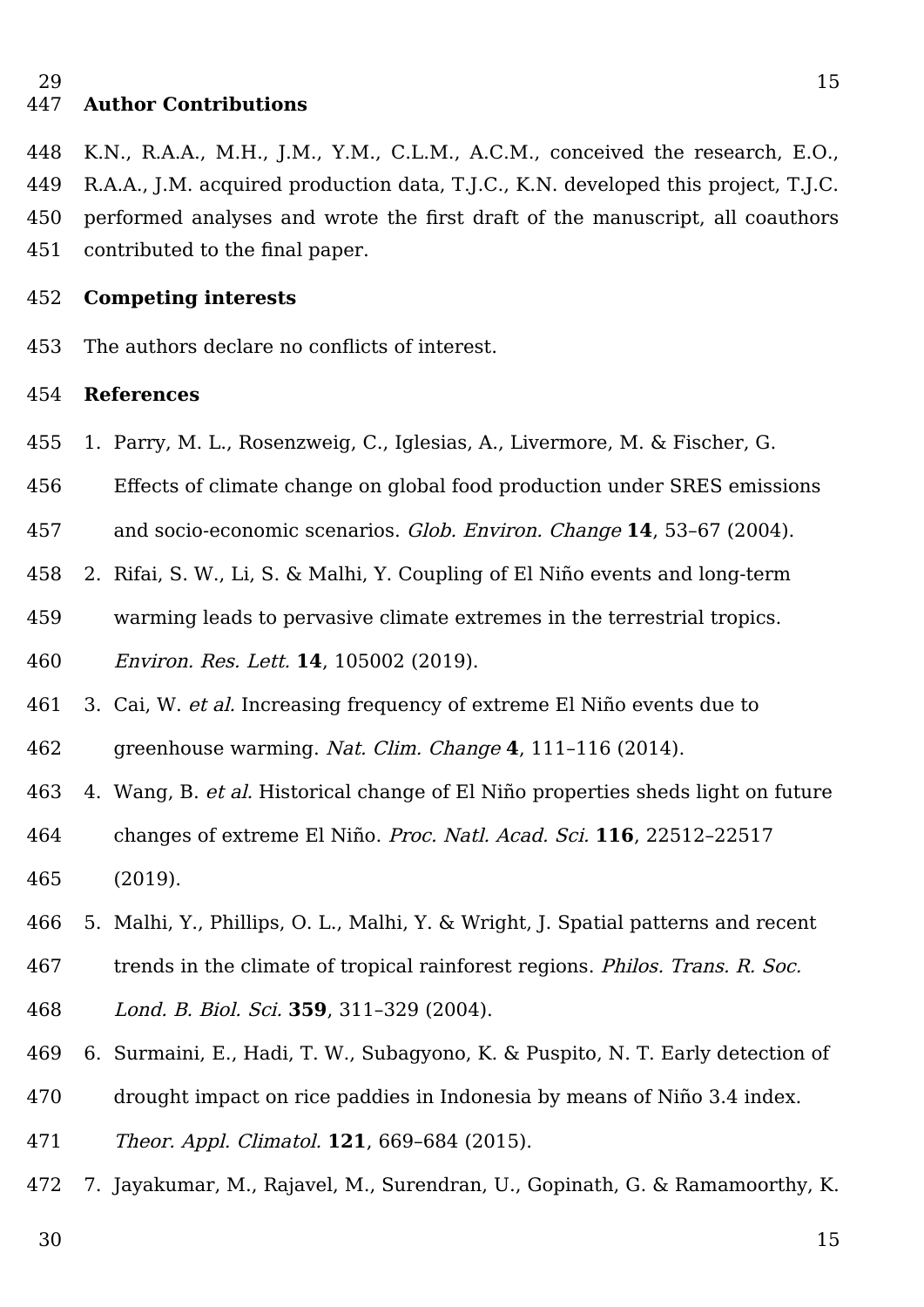## Author Contributions

K.N., R.A.A., M.H., J.M., Y.M., C.L.M., A.C.M., conceived the research, E.O., R.A.A., J.M. acquired production data, T.J.C., K.N. developed this project, T.J.C. performed analyses and wrote the first draft of the manuscript, all coauthors contributed to the final paper.

## Competing interests

The authors declare no conflicts of interest.

## References

1. Parry, M. L., Rosenzweig, C., Iglesias, A., Livermore, M. & Fischer, G. Effects of climate change on global food production under SRES emissions and socio-economic scenarios. *Glob. Environ. Change* **14**, 53–67 (2004).
2. Rifai, S. W., Li, S. & Malhi, Y. Coupling of El Niño events and long-term warming leads to pervasive climate extremes in the terrestrial tropics. *Environ. Res. Lett.* **14**, 105002 (2019).
3. Cai, W. *et al.* Increasing frequency of extreme El Niño events due to greenhouse warming. *Nat. Clim. Change* **4**, 111–116 (2014).
4. Wang, B. *et al.* Historical change of El Niño properties sheds light on future changes of extreme El Niño. *Proc. Natl. Acad. Sci.* **116**, 22512–22517 (2019).
5. Malhi, Y., Phillips, O. L., Malhi, Y. & Wright, J. Spatial patterns and recent trends in the climate of tropical rainforest regions. *Philos. Trans. R. Soc. Lond. B. Biol. Sci.* **359**, 311–329 (2004).
6. Surmaini, E., Hadi, T. W., Subagyono, K. & Puspito, N. T. Early detection of drought impact on rice paddies in Indonesia by means of Niño 3.4 index. *Theor. Appl. Climatol.* **121**, 669–684 (2015).
7. Jayakumar, M., Rajavel, M., Surendran, U., Gopinath, G. & Ramamoorthy, K.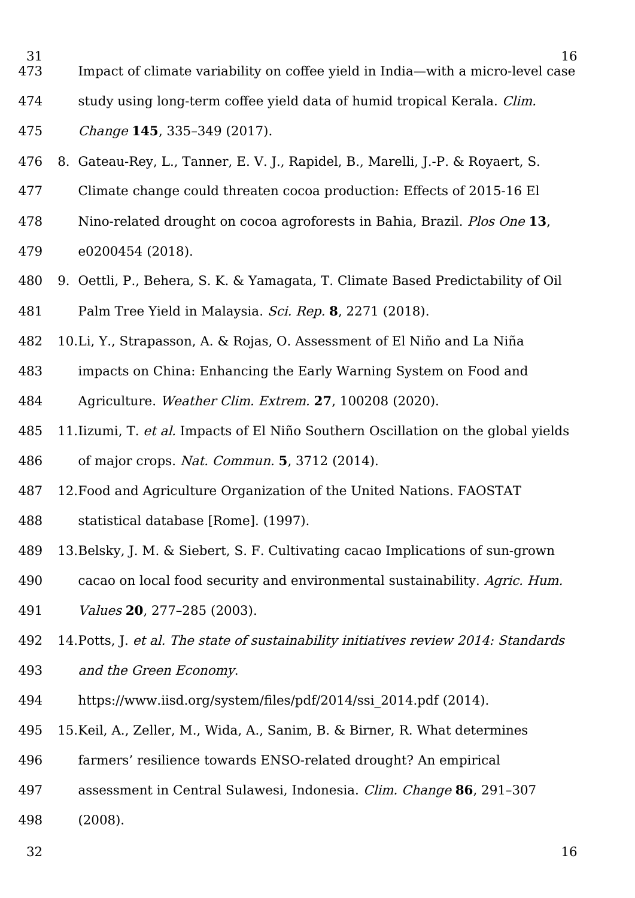Impact of climate variability on coffee yield in India—with a micro-level case study using long-term coffee yield data of humid tropical Kerala. *Clim. Change* **145**, 335–349 (2017).

8. Gateau-Rey, L., Tanner, E. V. J., Rapidel, B., Marelli, J.-P. & Royaert, S. Climate change could threaten cocoa production: Effects of 2015-16 El Nino-related drought on cocoa agroforests in Bahia, Brazil. *Plos One* **13**, e0200454 (2018).
9. Oettli, P., Behera, S. K. & Yamagata, T. Climate Based Predictability of Oil Palm Tree Yield in Malaysia. *Sci. Rep.* **8**, 2271 (2018).
10. Li, Y., Strapasson, A. & Rojas, O. Assessment of El Niño and La Niña impacts on China: Enhancing the Early Warning System on Food and Agriculture. *Weather Clim. Extrem.* **27**, 100208 (2020).
11. Iizumi, T. *et al.* Impacts of El Niño Southern Oscillation on the global yields of major crops. *Nat. Commun.* **5**, 3712 (2014).
12. Food and Agriculture Organization of the United Nations. FAOSTAT statistical database [Rome]. (1997).
13. Belsky, J. M. & Siebert, S. F. Cultivating cacao Implications of sun-grown cacao on local food security and environmental sustainability. *Agric. Hum. Values* **20**, 277–285 (2003).
14. Potts, J. *et al. The state of sustainability initiatives review 2014: Standards and the Green Economy*. https://www.iisd.org/system/files/pdf/2014/ssi_2014.pdf (2014).
15. Keil, A., Zeller, M., Wida, A., Sanim, B. & Birner, R. What determines farmers' resilience towards ENSO-related drought? An empirical assessment in Central Sulawesi, Indonesia. *Clim. Change* **86**, 291–307 (2008).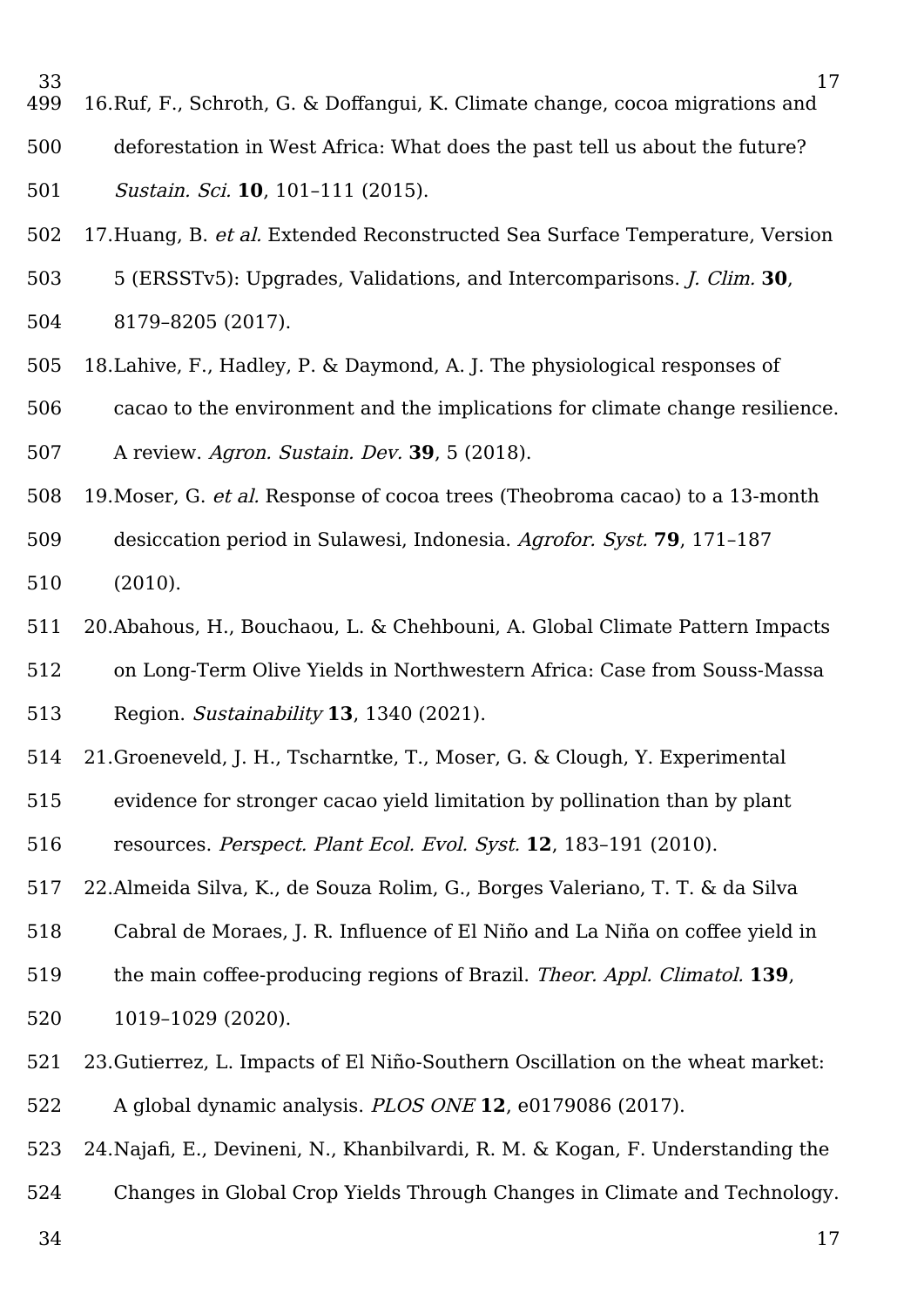16. Ruf, F., Schroth, G. & Doffangui, K. Climate change, cocoa migrations and deforestation in West Africa: What does the past tell us about the future? *Sustain. Sci.* **10**, 101–111 (2015).
17. Huang, B. *et al.* Extended Reconstructed Sea Surface Temperature, Version 5 (ERSSTv5): Upgrades, Validations, and Intercomparisons. *J. Clim.* **30**, 8179–8205 (2017).
18. Lahive, F., Hadley, P. & Daymond, A. J. The physiological responses of cacao to the environment and the implications for climate change resilience. A review. *Agron. Sustain. Dev.* **39**, 5 (2018).
19. Moser, G. *et al.* Response of cocoa trees (Theobroma cacao) to a 13-month desiccation period in Sulawesi, Indonesia. *Agrofor. Syst.* **79**, 171–187 (2010).
20. Abahous, H., Bouchaou, L. & Chehbouni, A. Global Climate Pattern Impacts on Long-Term Olive Yields in Northwestern Africa: Case from Souss-Massa Region. *Sustainability* **13**, 1340 (2021).
21. Groeneveld, J. H., Tscharntke, T., Moser, G. & Clough, Y. Experimental evidence for stronger cacao yield limitation by pollination than by plant resources. *Perspect. Plant Ecol. Evol. Syst.* **12**, 183–191 (2010).
22. Almeida Silva, K., de Souza Rolim, G., Borges Valeriano, T. T. & da Silva Cabral de Moraes, J. R. Influence of El Niño and La Niña on coffee yield in the main coffee-producing regions of Brazil. *Theor. Appl. Climatol.* **139**, 1019–1029 (2020).
23. Gutierrez, L. Impacts of El Niño-Southern Oscillation on the wheat market: A global dynamic analysis. *PLOS ONE* **12**, e0179086 (2017).
24. Najafi, E., Devineni, N., Khanbilvardi, R. M. & Kogan, F. Understanding the Changes in Global Crop Yields Through Changes in Climate and Technology.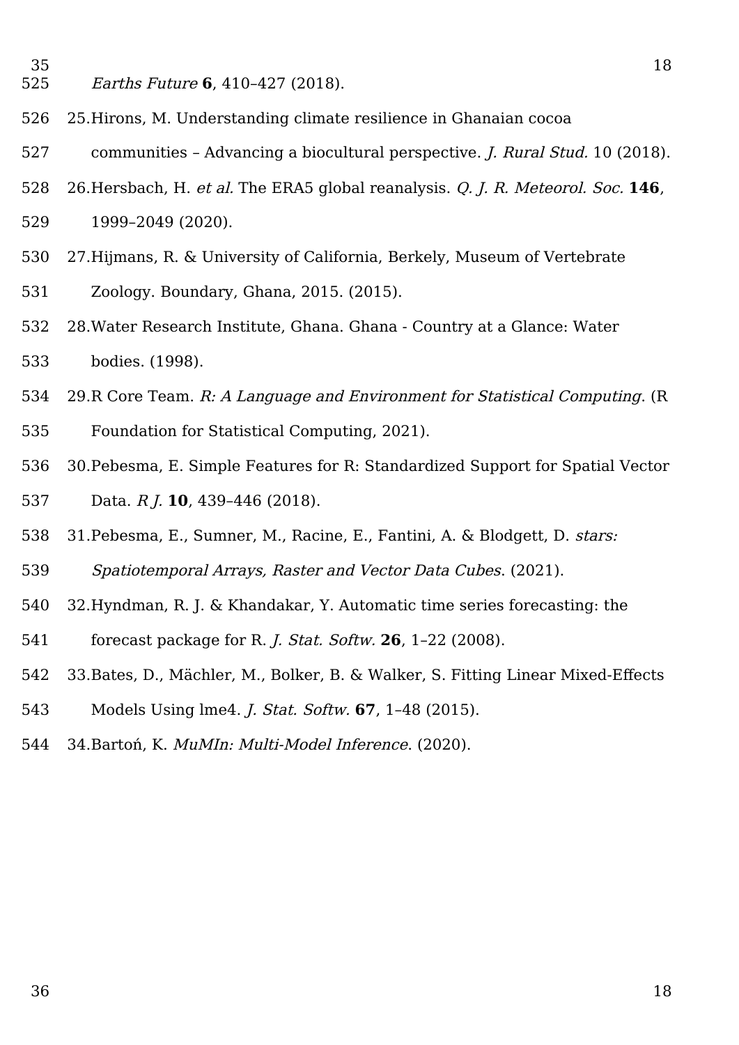*Earths Future* **6**, 410–427 (2018).

25. Hirons, M. Understanding climate resilience in Ghanaian cocoa communities – Advancing a biocultural perspective. *J. Rural Stud.* 10 (2018).
26. Hersbach, H. *et al.* The ERA5 global reanalysis. *Q. J. R. Meteorol. Soc.* **146**, 1999–2049 (2020).
27. Hijmans, R. & University of California, Berkely, Museum of Vertebrate Zoology. Boundary, Ghana, 2015. (2015).
28. Water Research Institute, Ghana. Ghana - Country at a Glance: Water bodies. (1998).
29. R Core Team. *R: A Language and Environment for Statistical Computing*. (R Foundation for Statistical Computing, 2021).
30. Pebesma, E. Simple Features for R: Standardized Support for Spatial Vector Data. *R J.* **10**, 439–446 (2018).
31. Pebesma, E., Sumner, M., Racine, E., Fantini, A. & Blodgett, D. *stars: Spatiotemporal Arrays, Raster and Vector Data Cubes*. (2021).
32. Hyndman, R. J. & Khandakar, Y. Automatic time series forecasting: the forecast package for R. *J. Stat. Softw.* **26**, 1–22 (2008).
33. Bates, D., Mächler, M., Bolker, B. & Walker, S. Fitting Linear Mixed-Effects Models Using lme4. *J. Stat. Softw.* **67**, 1–48 (2015).
34. Bartoń, K. *MuMIn: Multi-Model Inference*. (2020).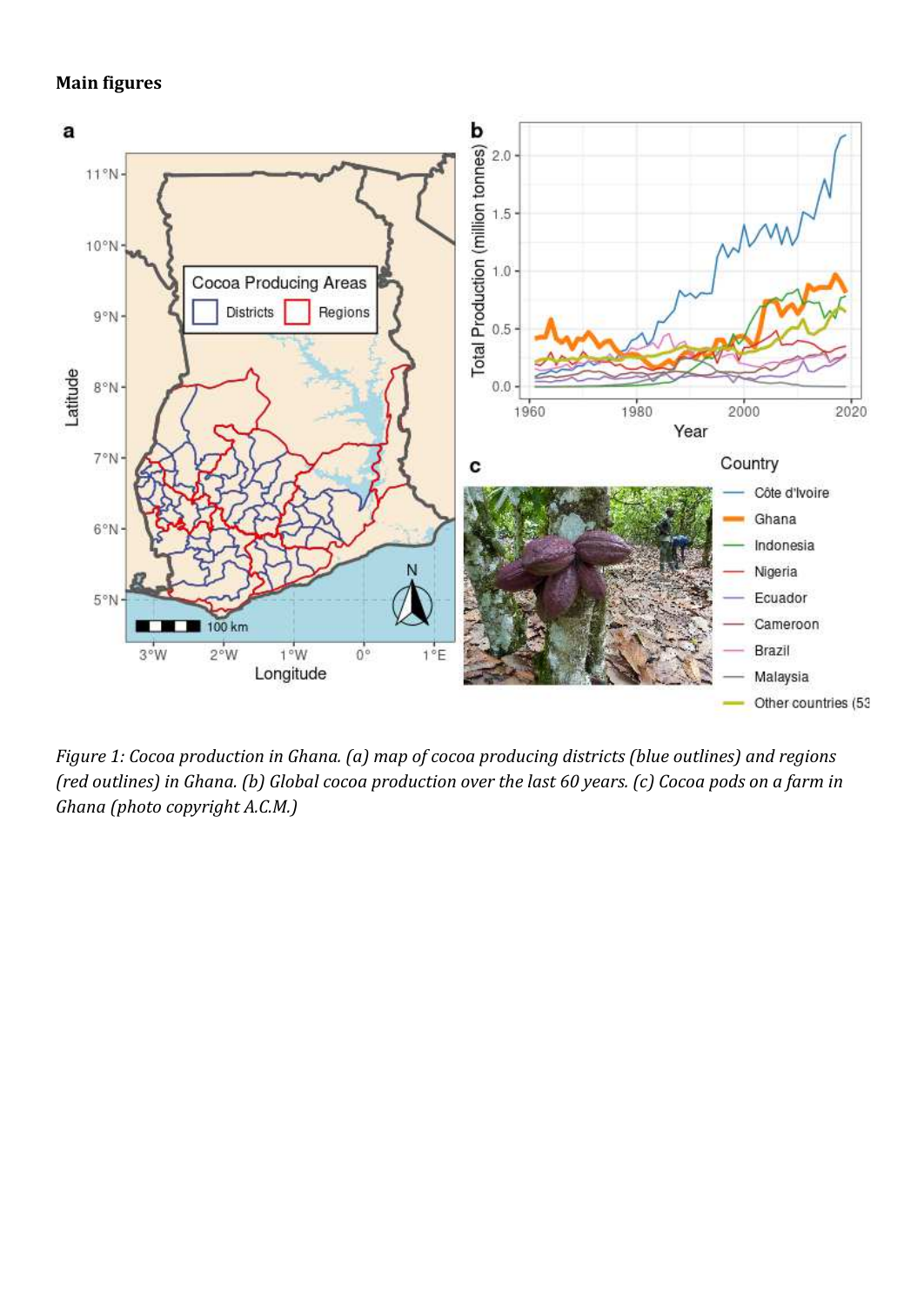**Main figures**

*Figure 1: Cocoa production in Ghana. (a) map of cocoa producing districts (blue outlines) and regions (red outlines) in Ghana. (b) Global cocoa production over the last 60 years. (c) Cocoa pods on a farm in Ghana (photo copyright A.C.M.)*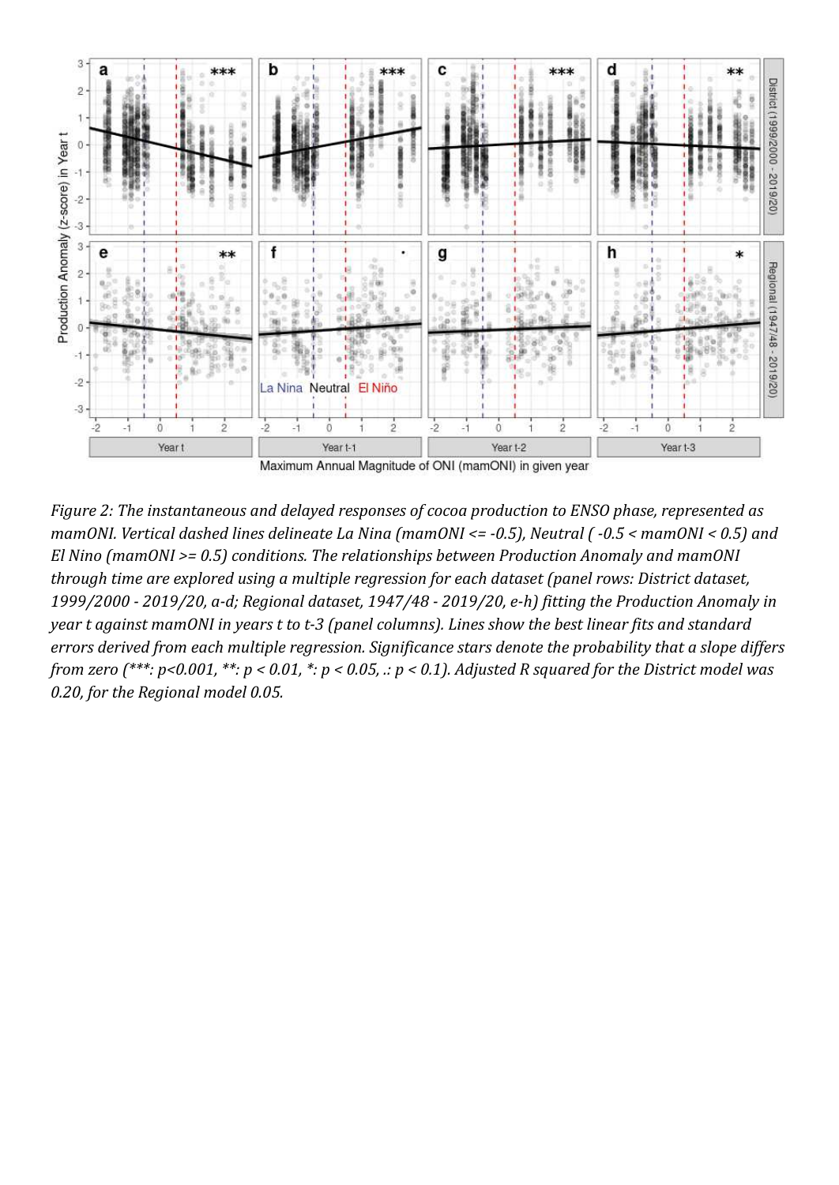*Figure 2: The instantaneous and delayed responses of cocoa production to ENSO phase, represented as mamONI. Vertical dashed lines delineate La Nina (mamONI <= -0.5), Neutral ( -0.5 < mamONI < 0.5) and El Nino (mamONI >= 0.5) conditions. The relationships between Production Anomaly and mamONI through time are explored using a multiple regression for each dataset (panel rows: District dataset, 1999/2000 - 2019/20, a-d; Regional dataset, 1947/48 - 2019/20, e-h) fitting the Production Anomaly in year t against mamONI in years t to t-3 (panel columns). Lines show the best linear fits and standard errors derived from each multiple regression. Significance stars denote the probability that a slope differs from zero (***: p<0.001, **: p < 0.01, *: p < 0.05, .: p < 0.1). Adjusted R squared for the District model was 0.20, for the Regional model 0.05.*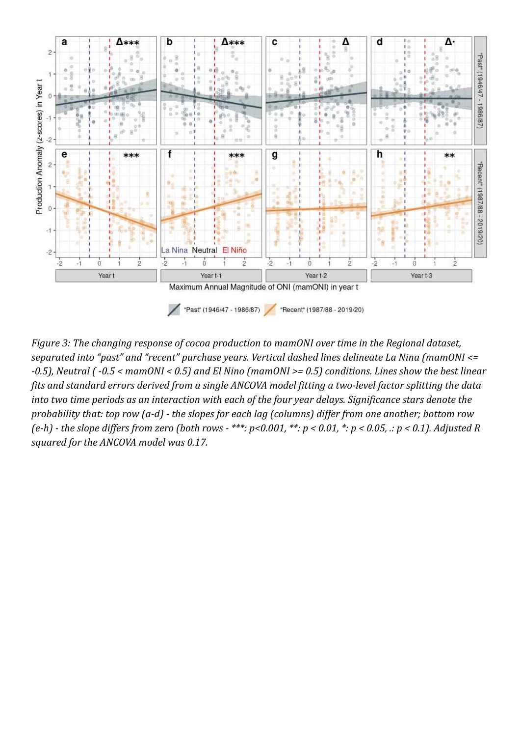*Figure 3: The changing response of cocoa production to mamONI over time in the Regional dataset, separated into "past" and "recent" purchase years. Vertical dashed lines delineate La Nina (mamONI <= -0.5), Neutral ( -0.5 < mamONI < 0.5) and El Nino (mamONI >= 0.5) conditions. Lines show the best linear fits and standard errors derived from a single ANCOVA model fitting a two-level factor splitting the data into two time periods as an interaction with each of the four year delays. Significance stars denote the probability that: top row (a-d) - the slopes for each lag (columns) differ from one another; bottom row (e-h) - the slope differs from zero (both rows - ***: p<0.001, **: p < 0.01, *: p < 0.05, .: p < 0.1). Adjusted R squared for the ANCOVA model was 0.17.*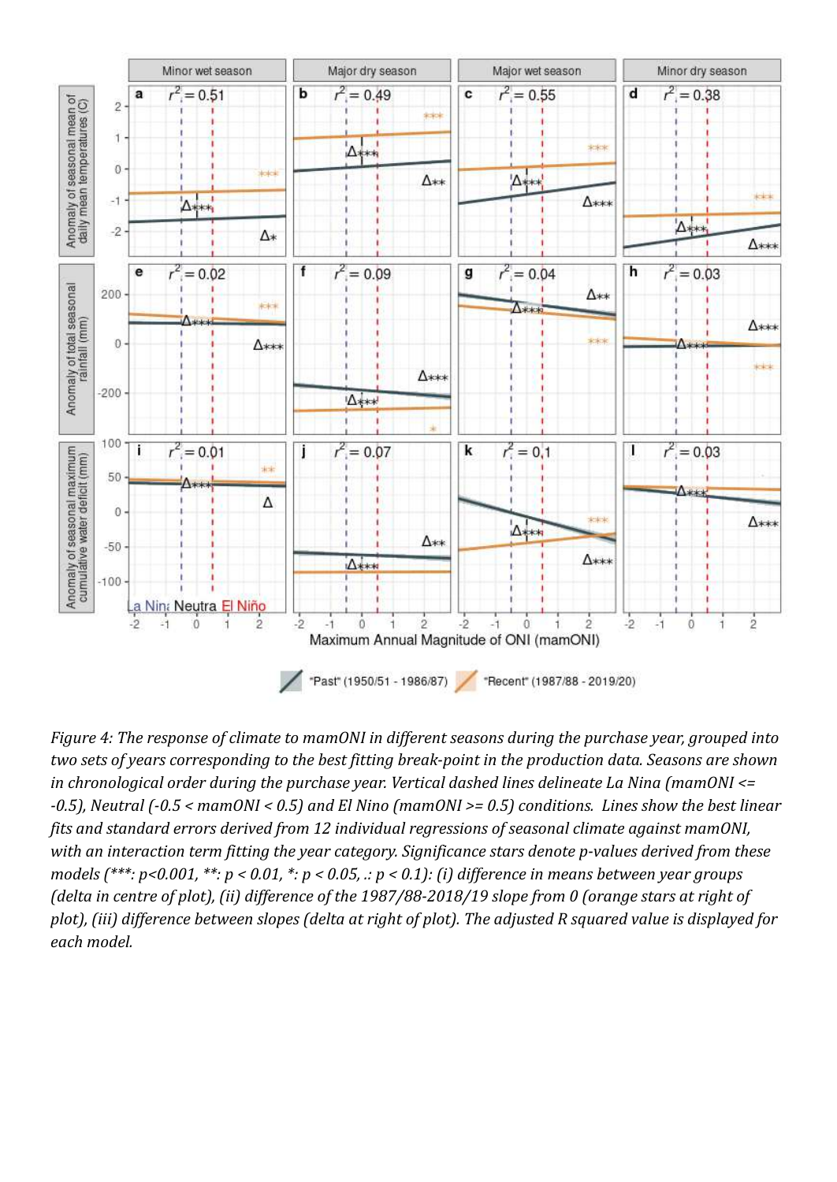*Figure 4: The response of climate to mamONI in different seasons during the purchase year, grouped into two sets of years corresponding to the best fitting break-point in the production data. Seasons are shown in chronological order during the purchase year. Vertical dashed lines delineate La Nina (mamONI <= -0.5), Neutral (-0.5 < mamONI < 0.5) and El Nino (mamONI >= 0.5) conditions. Lines show the best linear fits and standard errors derived from 12 individual regressions of seasonal climate against mamONI, with an interaction term fitting the year category. Significance stars denote p-values derived from these models (***: p<0.001, **: p < 0.01, *: p < 0.05, .: p < 0.1): (i) difference in means between year groups (delta in centre of plot), (ii) difference of the 1987/88-2018/19 slope from 0 (orange stars at right of plot), (iii) difference between slopes (delta at right of plot). The adjusted R squared value is displayed for each model.*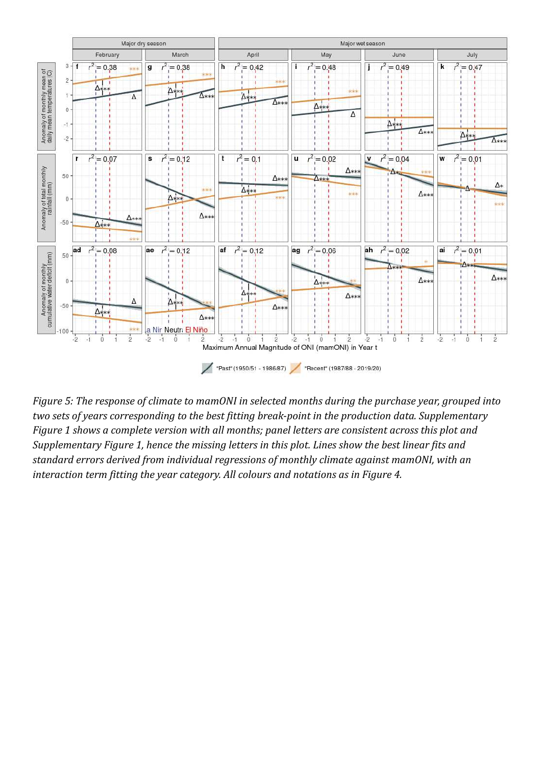*Figure 5: The response of climate to mamONI in selected months during the purchase year, grouped into two sets of years corresponding to the best fitting break-point in the production data. Supplementary Figure 1 shows a complete version with all months; panel letters are consistent across this plot and Supplementary Figure 1, hence the missing letters in this plot. Lines show the best linear fits and standard errors derived from individual regressions of monthly climate against mamONI, with an interaction term fitting the year category. All colours and notations as in Figure 4.*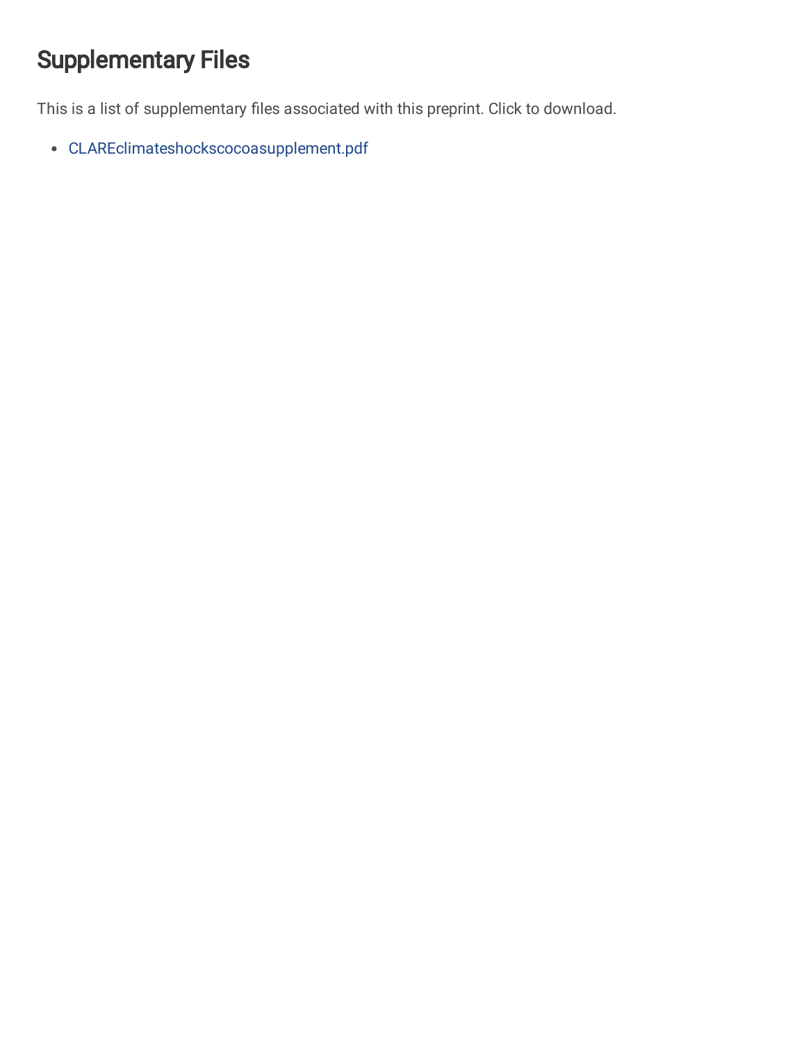# Supplementary Files

This is a list of supplementary files associated with this preprint. Click to download.

- CLAREclimateshockscocoasupplement.pdf